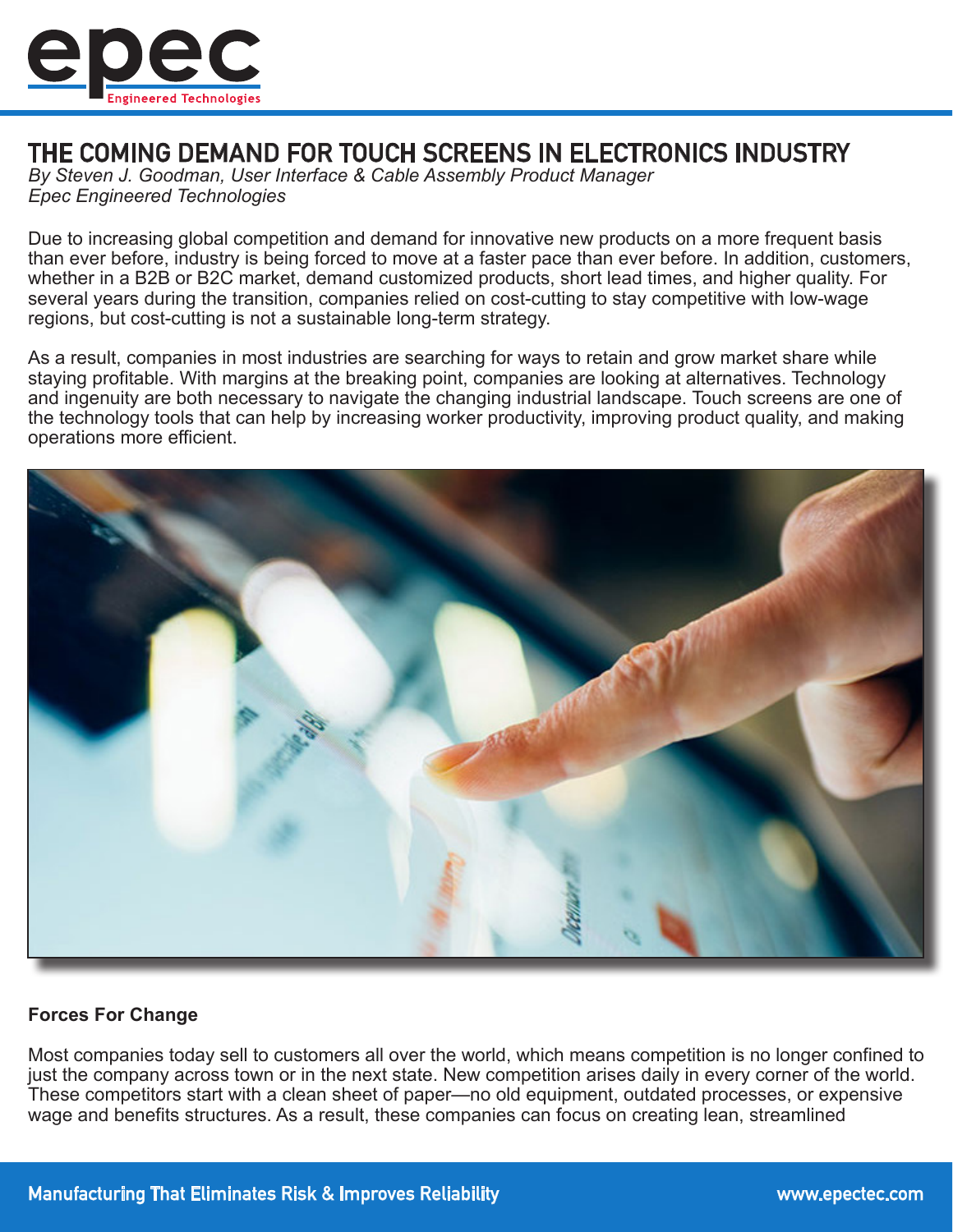# THE COMING DEMAND FOR TOUCH SCREENS IN ELECTRONICS INDUSTRY

*By Steven J. Goodman, User Interface & Cable Assembly Product Manager*
*Epec Engineered Technologies*

Due to increasing global competition and demand for innovative new products on a more frequent basis than ever before, industry is being forced to move at a faster pace than ever before. In addition, customers, whether in a B2B or B2C market, demand customized products, short lead times, and higher quality. For several years during the transition, companies relied on cost-cutting to stay competitive with low-wage regions, but cost-cutting is not a sustainable long-term strategy.

As a result, companies in most industries are searching for ways to retain and grow market share while staying profitable. With margins at the breaking point, companies are looking at alternatives. Technology and ingenuity are both necessary to navigate the changing industrial landscape. Touch screens are one of the technology tools that can help by increasing worker productivity, improving product quality, and making operations more efficient.

## Forces For Change

Most companies today sell to customers all over the world, which means competition is no longer confined to just the company across town or in the next state. New competition arises daily in every corner of the world. These competitors start with a clean sheet of paper—no old equipment, outdated processes, or expensive wage and benefits structures. As a result, these companies can focus on creating lean, streamlined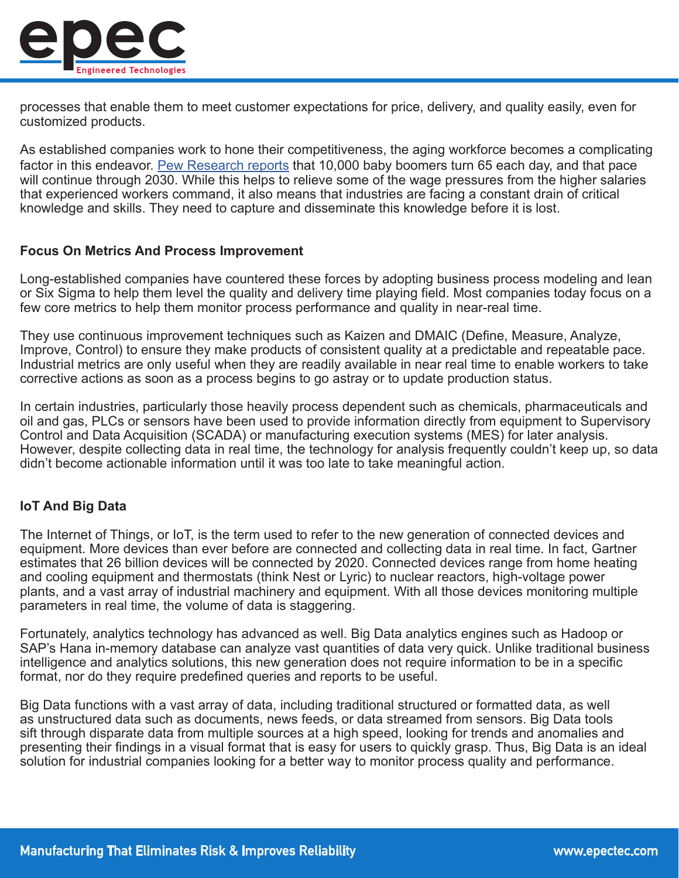processes that enable them to meet customer expectations for price, delivery, and quality easily, even for customized products.

As established companies work to hone their competitiveness, the aging workforce becomes a complicating factor in this endeavor. Pew Research reports that 10,000 baby boomers turn 65 each day, and that pace will continue through 2030. While this helps to relieve some of the wage pressures from the higher salaries that experienced workers command, it also means that industries are facing a constant drain of critical knowledge and skills. They need to capture and disseminate this knowledge before it is lost.

## Focus On Metrics And Process Improvement

Long-established companies have countered these forces by adopting business process modeling and lean or Six Sigma to help them level the quality and delivery time playing field. Most companies today focus on a few core metrics to help them monitor process performance and quality in near-real time.

They use continuous improvement techniques such as Kaizen and DMAIC (Define, Measure, Analyze, Improve, Control) to ensure they make products of consistent quality at a predictable and repeatable pace. Industrial metrics are only useful when they are readily available in near real time to enable workers to take corrective actions as soon as a process begins to go astray or to update production status.

In certain industries, particularly those heavily process dependent such as chemicals, pharmaceuticals and oil and gas, PLCs or sensors have been used to provide information directly from equipment to Supervisory Control and Data Acquisition (SCADA) or manufacturing execution systems (MES) for later analysis. However, despite collecting data in real time, the technology for analysis frequently couldn't keep up, so data didn't become actionable information until it was too late to take meaningful action.

## IoT And Big Data

The Internet of Things, or IoT, is the term used to refer to the new generation of connected devices and equipment. More devices than ever before are connected and collecting data in real time. In fact, Gartner estimates that 26 billion devices will be connected by 2020. Connected devices range from home heating and cooling equipment and thermostats (think Nest or Lyric) to nuclear reactors, high-voltage power plants, and a vast array of industrial machinery and equipment. With all those devices monitoring multiple parameters in real time, the volume of data is staggering.

Fortunately, analytics technology has advanced as well. Big Data analytics engines such as Hadoop or SAP's Hana in-memory database can analyze vast quantities of data very quick. Unlike traditional business intelligence and analytics solutions, this new generation does not require information to be in a specific format, nor do they require predefined queries and reports to be useful.

Big Data functions with a vast array of data, including traditional structured or formatted data, as well as unstructured data such as documents, news feeds, or data streamed from sensors. Big Data tools sift through disparate data from multiple sources at a high speed, looking for trends and anomalies and presenting their findings in a visual format that is easy for users to quickly grasp. Thus, Big Data is an ideal solution for industrial companies looking for a better way to monitor process quality and performance.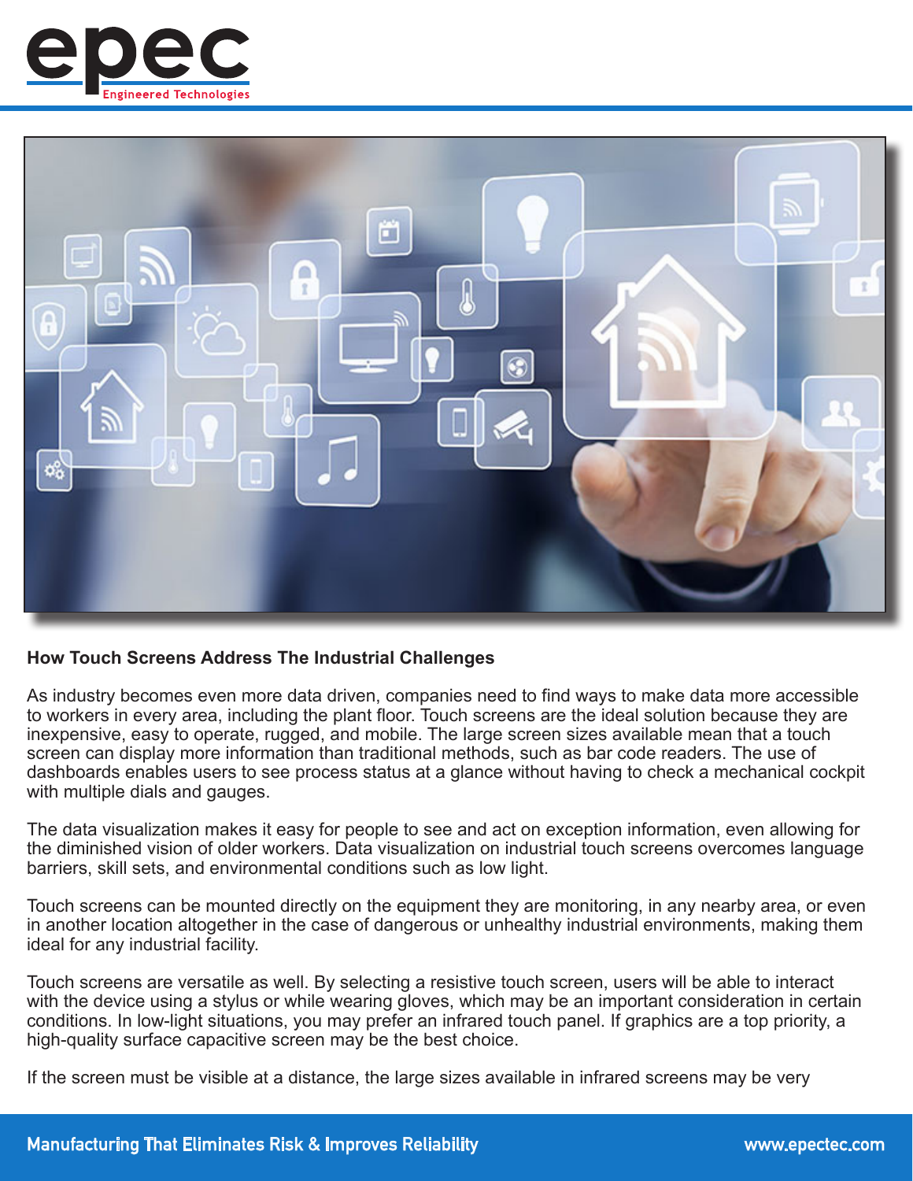## How Touch Screens Address The Industrial Challenges

As industry becomes even more data driven, companies need to find ways to make data more accessible to workers in every area, including the plant floor. Touch screens are the ideal solution because they are inexpensive, easy to operate, rugged, and mobile. The large screen sizes available mean that a touch screen can display more information than traditional methods, such as bar code readers. The use of dashboards enables users to see process status at a glance without having to check a mechanical cockpit with multiple dials and gauges.

The data visualization makes it easy for people to see and act on exception information, even allowing for the diminished vision of older workers. Data visualization on industrial touch screens overcomes language barriers, skill sets, and environmental conditions such as low light.

Touch screens can be mounted directly on the equipment they are monitoring, in any nearby area, or even in another location altogether in the case of dangerous or unhealthy industrial environments, making them ideal for any industrial facility.

Touch screens are versatile as well. By selecting a resistive touch screen, users will be able to interact with the device using a stylus or while wearing gloves, which may be an important consideration in certain conditions. In low-light situations, you may prefer an infrared touch panel. If graphics are a top priority, a high-quality surface capacitive screen may be the best choice.

If the screen must be visible at a distance, the large sizes available in infrared screens may be very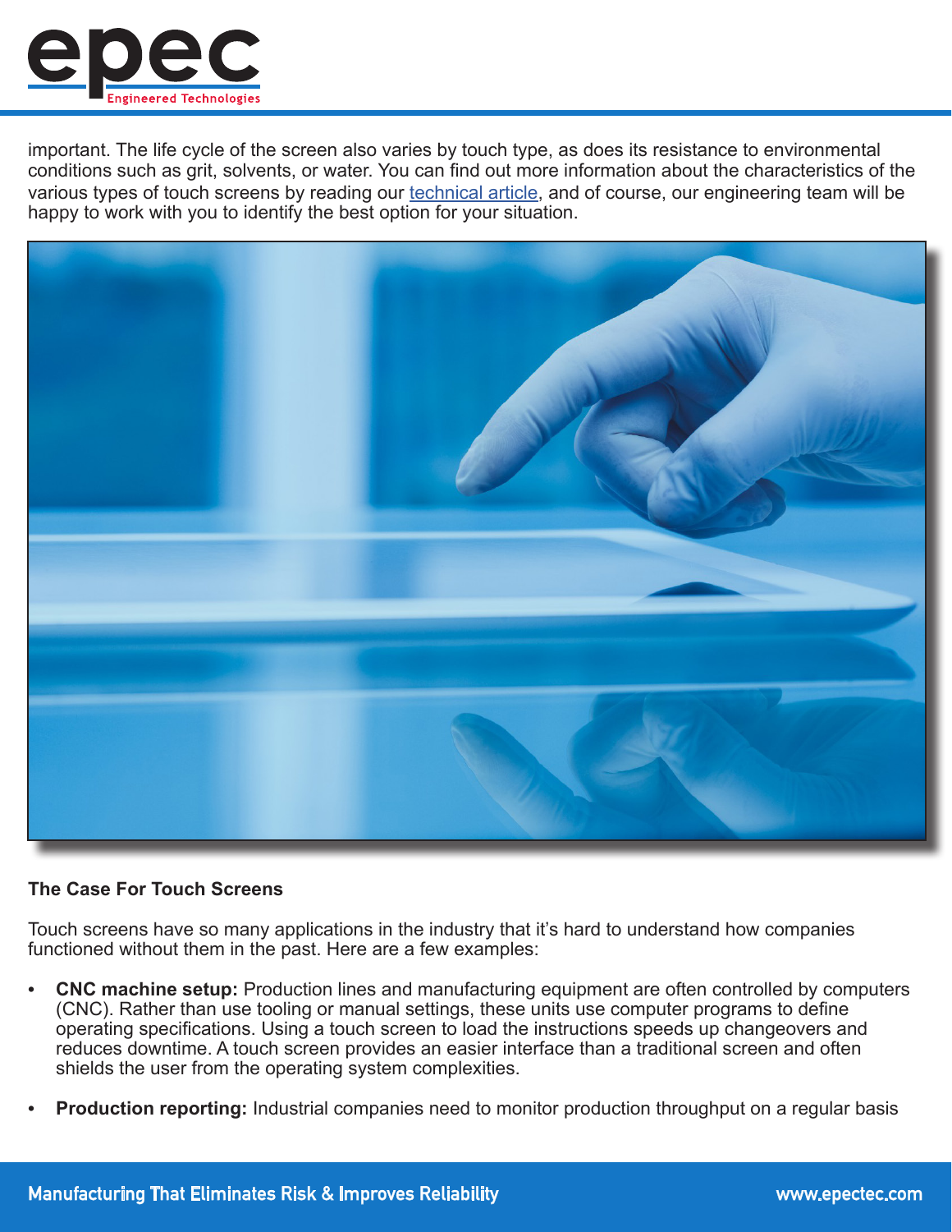important. The life cycle of the screen also varies by touch type, as does its resistance to environmental conditions such as grit, solvents, or water. You can find out more information about the characteristics of the various types of touch screens by reading our technical article, and of course, our engineering team will be happy to work with you to identify the best option for your situation.

**The Case For Touch Screens**

Touch screens have so many applications in the industry that it's hard to understand how companies functioned without them in the past. Here are a few examples:

- **CNC machine setup:** Production lines and manufacturing equipment are often controlled by computers (CNC). Rather than use tooling or manual settings, these units use computer programs to define operating specifications. Using a touch screen to load the instructions speeds up changeovers and reduces downtime. A touch screen provides an easier interface than a traditional screen and often shields the user from the operating system complexities.

- **Production reporting:** Industrial companies need to monitor production throughput on a regular basis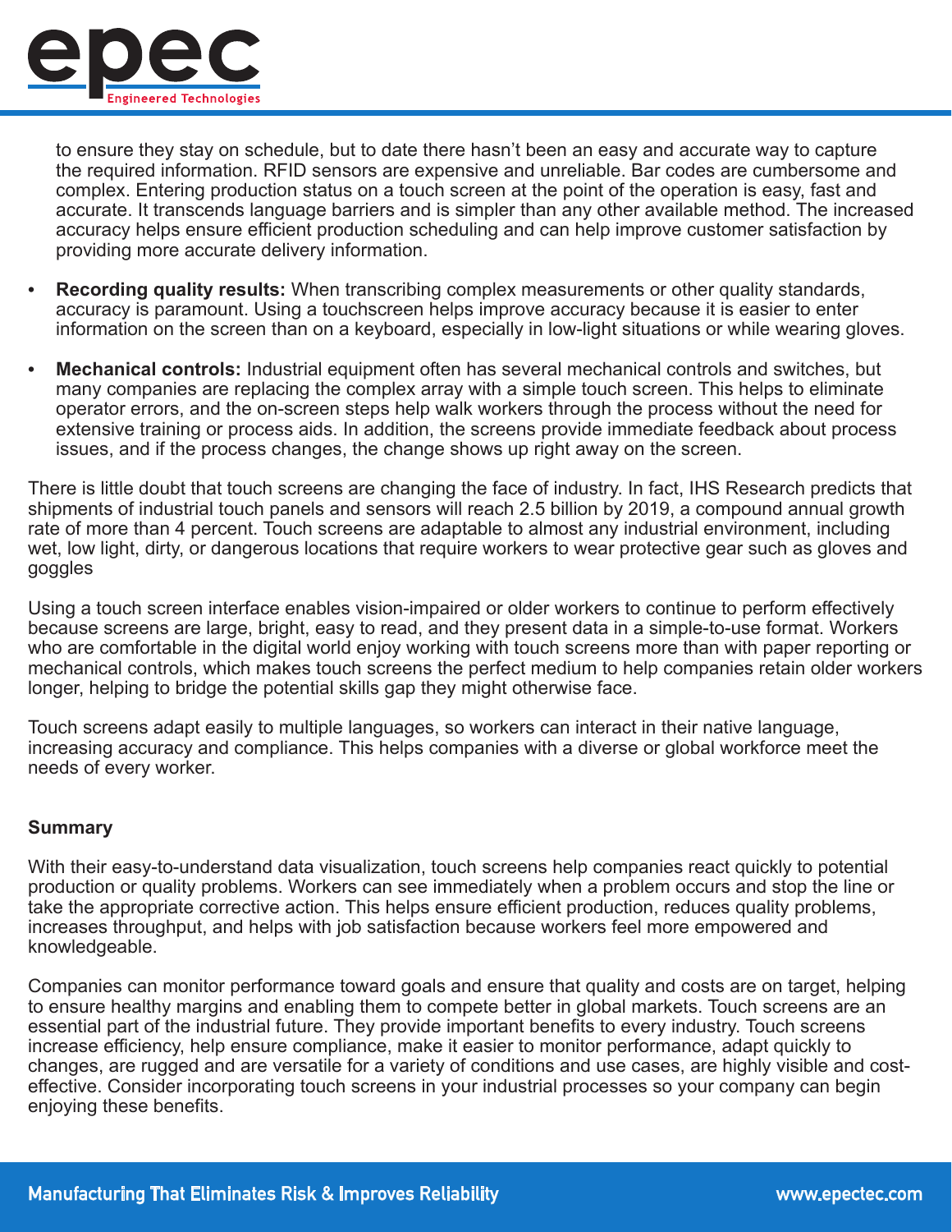to ensure they stay on schedule, but to date there hasn't been an easy and accurate way to capture the required information. RFID sensors are expensive and unreliable. Bar codes are cumbersome and complex. Entering production status on a touch screen at the point of the operation is easy, fast and accurate. It transcends language barriers and is simpler than any other available method. The increased accuracy helps ensure efficient production scheduling and can help improve customer satisfaction by providing more accurate delivery information.

- **Recording quality results:** When transcribing complex measurements or other quality standards, accuracy is paramount. Using a touchscreen helps improve accuracy because it is easier to enter information on the screen than on a keyboard, especially in low-light situations or while wearing gloves.
- **Mechanical controls:** Industrial equipment often has several mechanical controls and switches, but many companies are replacing the complex array with a simple touch screen. This helps to eliminate operator errors, and the on-screen steps help walk workers through the process without the need for extensive training or process aids. In addition, the screens provide immediate feedback about process issues, and if the process changes, the change shows up right away on the screen.

There is little doubt that touch screens are changing the face of industry. In fact, IHS Research predicts that shipments of industrial touch panels and sensors will reach 2.5 billion by 2019, a compound annual growth rate of more than 4 percent. Touch screens are adaptable to almost any industrial environment, including wet, low light, dirty, or dangerous locations that require workers to wear protective gear such as gloves and goggles

Using a touch screen interface enables vision-impaired or older workers to continue to perform effectively because screens are large, bright, easy to read, and they present data in a simple-to-use format. Workers who are comfortable in the digital world enjoy working with touch screens more than with paper reporting or mechanical controls, which makes touch screens the perfect medium to help companies retain older workers longer, helping to bridge the potential skills gap they might otherwise face.

Touch screens adapt easily to multiple languages, so workers can interact in their native language, increasing accuracy and compliance. This helps companies with a diverse or global workforce meet the needs of every worker.

**Summary**

With their easy-to-understand data visualization, touch screens help companies react quickly to potential production or quality problems. Workers can see immediately when a problem occurs and stop the line or take the appropriate corrective action. This helps ensure efficient production, reduces quality problems, increases throughput, and helps with job satisfaction because workers feel more empowered and knowledgeable.

Companies can monitor performance toward goals and ensure that quality and costs are on target, helping to ensure healthy margins and enabling them to compete better in global markets. Touch screens are an essential part of the industrial future. They provide important benefits to every industry. Touch screens increase efficiency, help ensure compliance, make it easier to monitor performance, adapt quickly to changes, are rugged and are versatile for a variety of conditions and use cases, are highly visible and cost-effective. Consider incorporating touch screens in your industrial processes so your company can begin enjoying these benefits.